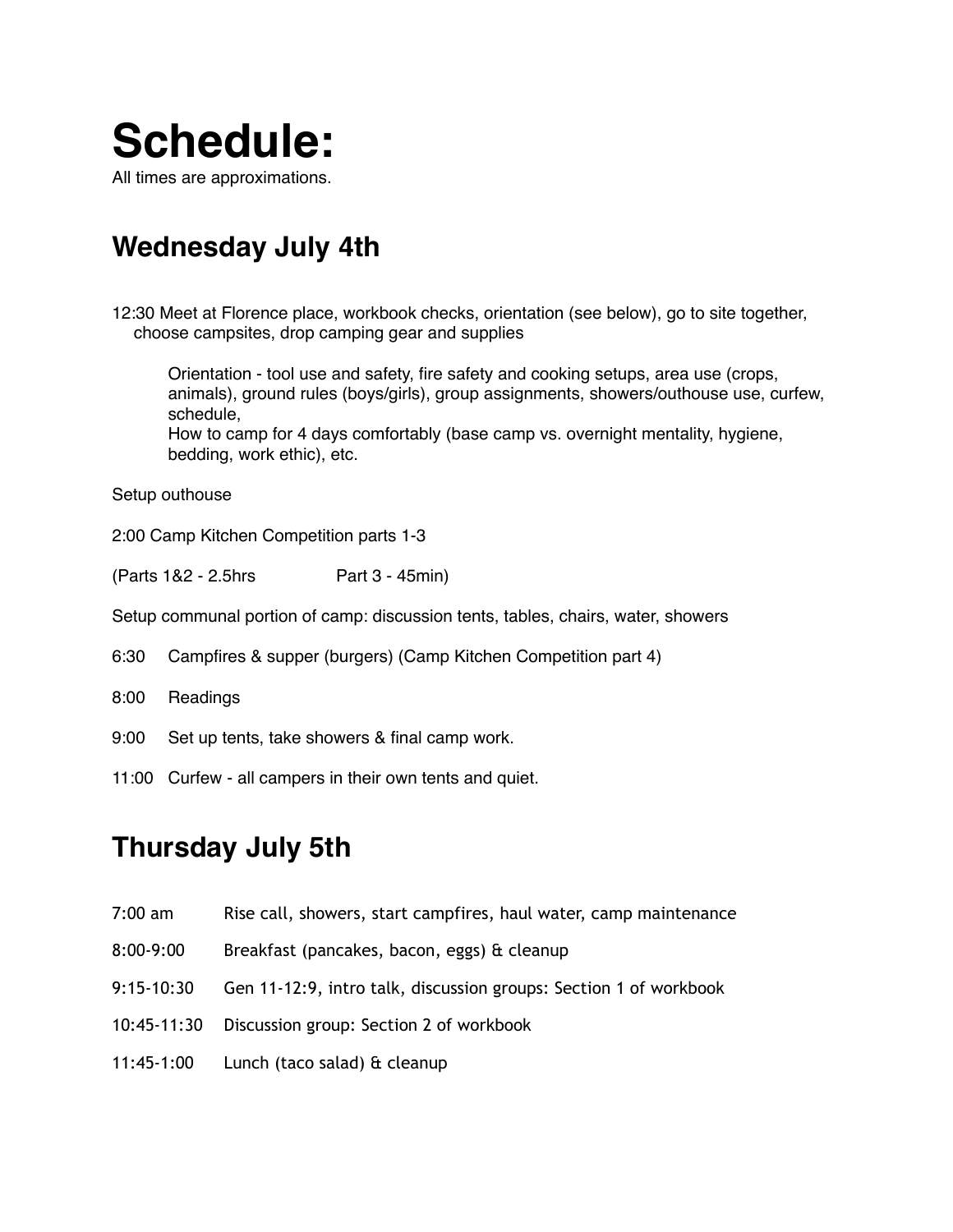# Schedule:

All times are approximations.

## Wednesday July 4th

12:30 Meet at Florence place, workbook checks, orientation (see below), go to site together, choose campsites, drop camping gear and supplies

> Orientation - tool use and safety, fire safety and cooking setups, area use (crops, animals), ground rules (boys/girls), group assignments, showers/outhouse use, curfew, schedule,
> How to camp for 4 days comfortably (base camp vs. overnight mentality, hygiene, bedding, work ethic), etc.

Setup outhouse

2:00 Camp Kitchen Competition parts 1-3

(Parts 1&2 - 2.5hrs Part 3 - 45min)

Setup communal portion of camp: discussion tents, tables, chairs, water, showers

6:30 Campfires & supper (burgers) (Camp Kitchen Competition part 4)

8:00 Readings

9:00 Set up tents, take showers & final camp work.

11:00 Curfew - all campers in their own tents and quiet.

## Thursday July 5th

7:00 am Rise call, showers, start campfires, haul water, camp maintenance

8:00-9:00 Breakfast (pancakes, bacon, eggs) & cleanup

9:15-10:30 Gen 11-12:9, intro talk, discussion groups: Section 1 of workbook

10:45-11:30 Discussion group: Section 2 of workbook

11:45-1:00 Lunch (taco salad) & cleanup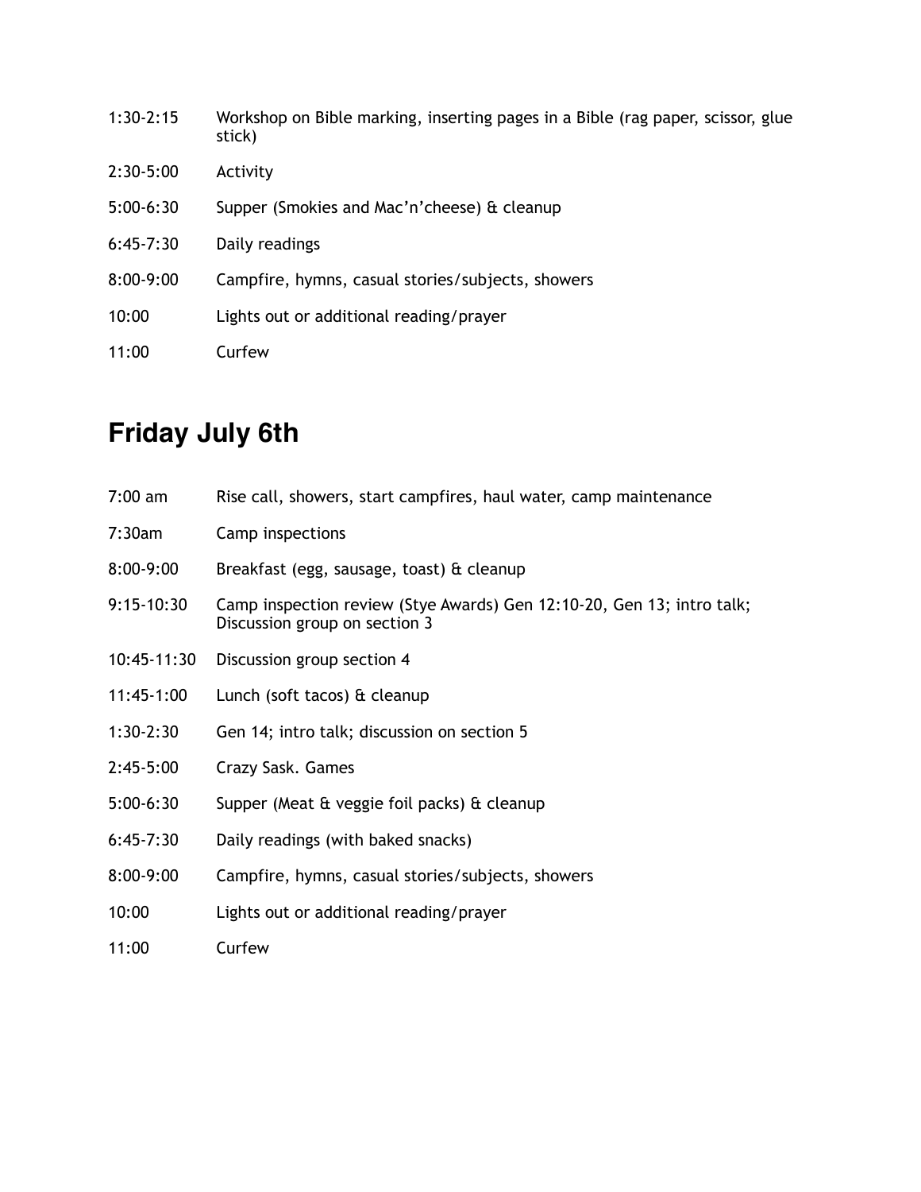| | |
|---|---|
| 1:30-2:15 | Workshop on Bible marking, inserting pages in a Bible (rag paper, scissor, glue stick) |
| 2:30-5:00 | Activity |
| 5:00-6:30 | Supper (Smokies and Mac'n'cheese) & cleanup |
| 6:45-7:30 | Daily readings |
| 8:00-9:00 | Campfire, hymns, casual stories/subjects, showers |
| 10:00 | Lights out or additional reading/prayer |
| 11:00 | Curfew |

## Friday July 6th

| | |
|---|---|
| 7:00 am | Rise call, showers, start campfires, haul water, camp maintenance |
| 7:30am | Camp inspections |
| 8:00-9:00 | Breakfast (egg, sausage, toast) & cleanup |
| 9:15-10:30 | Camp inspection review (Stye Awards) Gen 12:10-20, Gen 13; intro talk; Discussion group on section 3 |
| 10:45-11:30 | Discussion group section 4 |
| 11:45-1:00 | Lunch (soft tacos) & cleanup |
| 1:30-2:30 | Gen 14; intro talk; discussion on section 5 |
| 2:45-5:00 | Crazy Sask. Games |
| 5:00-6:30 | Supper (Meat & veggie foil packs) & cleanup |
| 6:45-7:30 | Daily readings (with baked snacks) |
| 8:00-9:00 | Campfire, hymns, casual stories/subjects, showers |
| 10:00 | Lights out or additional reading/prayer |
| 11:00 | Curfew |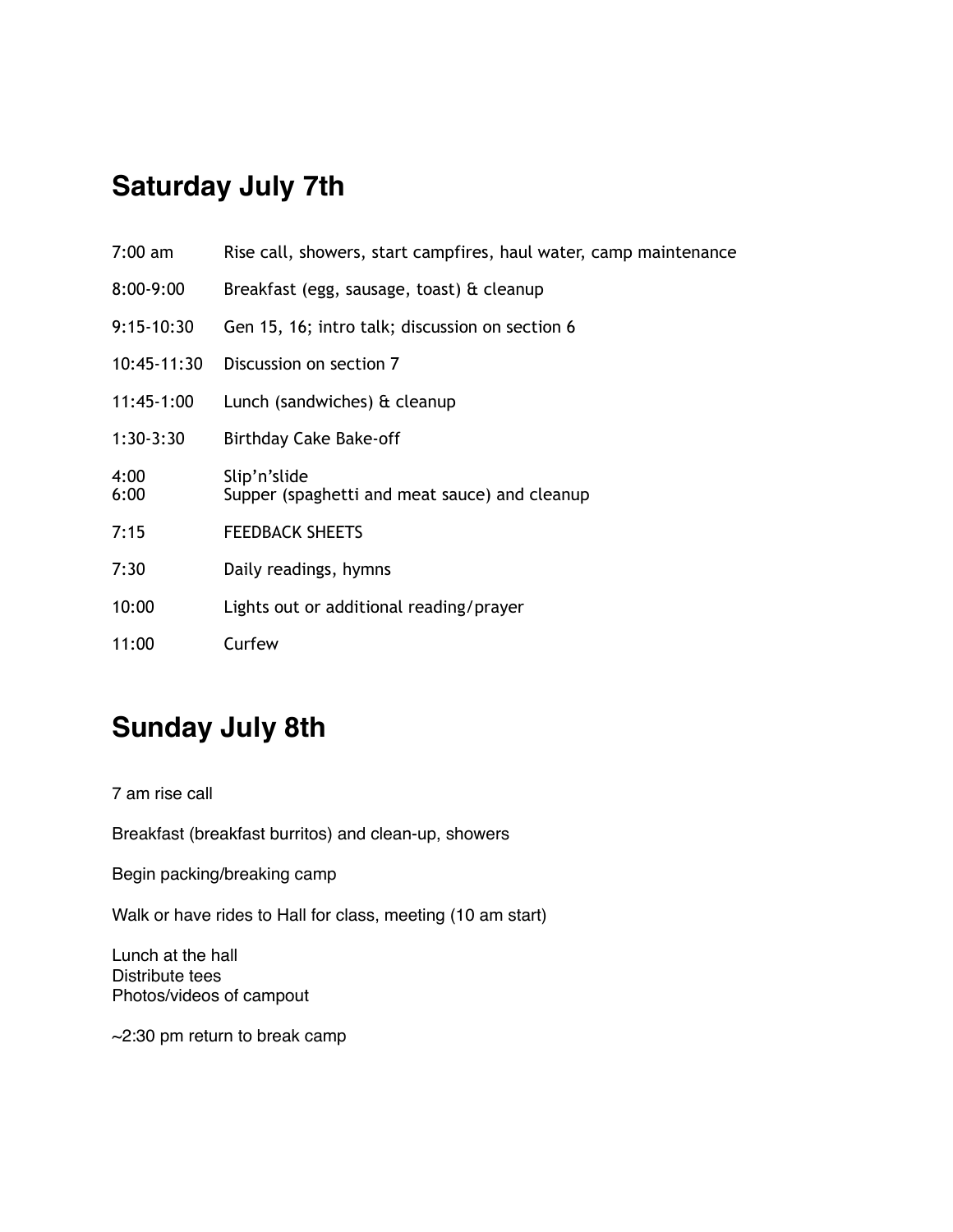## Saturday July 7th

| | |
|---|---|
| 7:00 am | Rise call, showers, start campfires, haul water, camp maintenance |
| 8:00-9:00 | Breakfast (egg, sausage, toast) & cleanup |
| 9:15-10:30 | Gen 15, 16; intro talk; discussion on section 6 |
| 10:45-11:30 | Discussion on section 7 |
| 11:45-1:00 | Lunch (sandwiches) & cleanup |
| 1:30-3:30 | Birthday Cake Bake-off |
| 4:00 | Slip'n'slide |
| 6:00 | Supper (spaghetti and meat sauce) and cleanup |
| 7:15 | FEEDBACK SHEETS |
| 7:30 | Daily readings, hymns |
| 10:00 | Lights out or additional reading/prayer |
| 11:00 | Curfew |

## Sunday July 8th

7 am rise call

Breakfast (breakfast burritos) and clean-up, showers

Begin packing/breaking camp

Walk or have rides to Hall for class, meeting (10 am start)

Lunch at the hall
Distribute tees
Photos/videos of campout

~2:30 pm return to break camp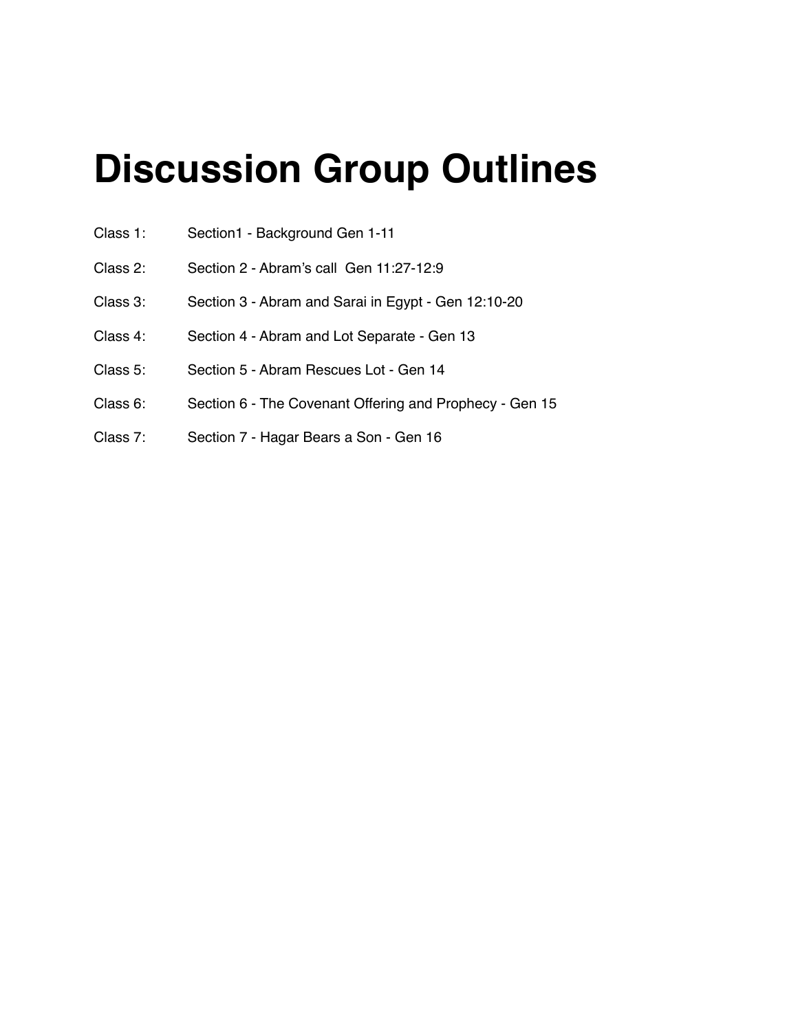# Discussion Group Outlines

| | |
|---|---|
| Class 1: | Section1 - Background Gen 1-11 |
| Class 2: | Section 2 - Abram's call Gen 11:27-12:9 |
| Class 3: | Section 3 - Abram and Sarai in Egypt - Gen 12:10-20 |
| Class 4: | Section 4 - Abram and Lot Separate - Gen 13 |
| Class 5: | Section 5 - Abram Rescues Lot - Gen 14 |
| Class 6: | Section 6 - The Covenant Offering and Prophecy - Gen 15 |
| Class 7: | Section 7 - Hagar Bears a Son - Gen 16 |